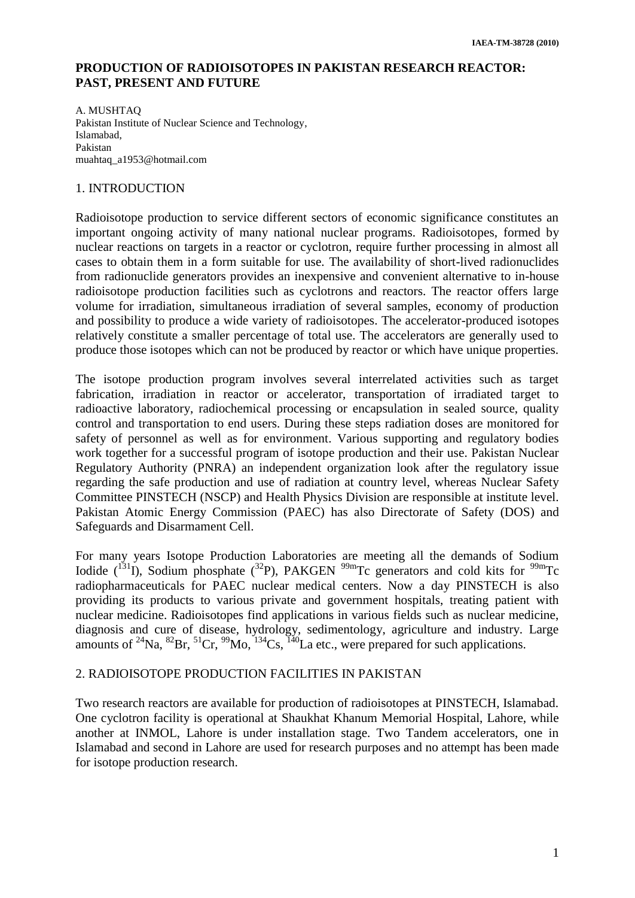# PRODUCTION OF RADIOISOTOPES IN PAKISTAN RESEARCH REACTOR: PAST, PRESENT AND FUTURE

A. MUSHTAQ
Pakistan Institute of Nuclear Science and Technology,
Islamabad,
Pakistan
muahtaq_a1953@hotmail.com

## 1. INTRODUCTION

Radioisotope production to service different sectors of economic significance constitutes an important ongoing activity of many national nuclear programs. Radioisotopes, formed by nuclear reactions on targets in a reactor or cyclotron, require further processing in almost all cases to obtain them in a form suitable for use. The availability of short-lived radionuclides from radionuclide generators provides an inexpensive and convenient alternative to in-house radioisotope production facilities such as cyclotrons and reactors. The reactor offers large volume for irradiation, simultaneous irradiation of several samples, economy of production and possibility to produce a wide variety of radioisotopes. The accelerator-produced isotopes relatively constitute a smaller percentage of total use. The accelerators are generally used to produce those isotopes which can not be produced by reactor or which have unique properties.

The isotope production program involves several interrelated activities such as target fabrication, irradiation in reactor or accelerator, transportation of irradiated target to radioactive laboratory, radiochemical processing or encapsulation in sealed source, quality control and transportation to end users. During these steps radiation doses are monitored for safety of personnel as well as for environment. Various supporting and regulatory bodies work together for a successful program of isotope production and their use. Pakistan Nuclear Regulatory Authority (PNRA) an independent organization look after the regulatory issue regarding the safe production and use of radiation at country level, whereas Nuclear Safety Committee PINSTECH (NSCP) and Health Physics Division are responsible at institute level. Pakistan Atomic Energy Commission (PAEC) has also Directorate of Safety (DOS) and Safeguards and Disarmament Cell.

For many years Isotope Production Laboratories are meeting all the demands of Sodium Iodide ($^{131}I$), Sodium phosphate ($^{32}P$), PAKGEN $^{99m}Tc$ generators and cold kits for $^{99m}Tc$ radiopharmaceuticals for PAEC nuclear medical centers. Now a day PINSTECH is also providing its products to various private and government hospitals, treating patient with nuclear medicine. Radioisotopes find applications in various fields such as nuclear medicine, diagnosis and cure of disease, hydrology, sedimentology, agriculture and industry. Large amounts of $^{24}Na$, $^{82}Br$, $^{51}Cr$, $^{99}Mo$, $^{134}Cs$, $^{140}La$ etc., were prepared for such applications.

## 2. RADIOISOTOPE PRODUCTION FACILITIES IN PAKISTAN

Two research reactors are available for production of radioisotopes at PINSTECH, Islamabad. One cyclotron facility is operational at Shaukhat Khanum Memorial Hospital, Lahore, while another at INMOL, Lahore is under installation stage. Two Tandem accelerators, one in Islamabad and second in Lahore are used for research purposes and no attempt has been made for isotope production research.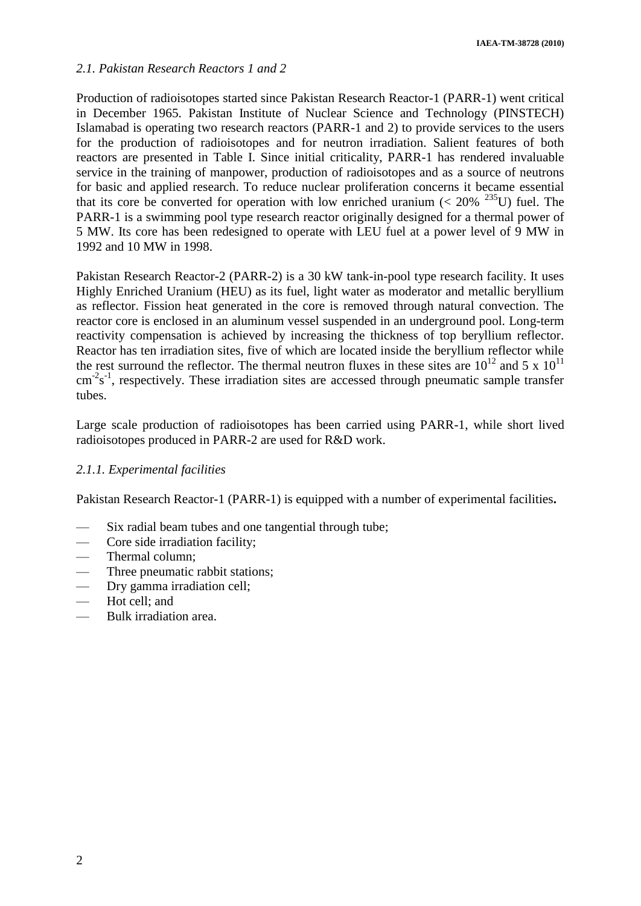### *2.1. Pakistan Research Reactors 1 and 2*

Production of radioisotopes started since Pakistan Research Reactor-1 (PARR-1) went critical in December 1965. Pakistan Institute of Nuclear Science and Technology (PINSTECH) Islamabad is operating two research reactors (PARR-1 and 2) to provide services to the users for the production of radioisotopes and for neutron irradiation. Salient features of both reactors are presented in Table I. Since initial criticality, PARR-1 has rendered invaluable service in the training of manpower, production of radioisotopes and as a source of neutrons for basic and applied research. To reduce nuclear proliferation concerns it became essential that its core be converted for operation with low enriched uranium (< 20% $^{235}U$) fuel. The PARR-1 is a swimming pool type research reactor originally designed for a thermal power of 5 MW. Its core has been redesigned to operate with LEU fuel at a power level of 9 MW in 1992 and 10 MW in 1998.

Pakistan Research Reactor-2 (PARR-2) is a 30 kW tank-in-pool type research facility. It uses Highly Enriched Uranium (HEU) as its fuel, light water as moderator and metallic beryllium as reflector. Fission heat generated in the core is removed through natural convection. The reactor core is enclosed in an aluminum vessel suspended in an underground pool. Long-term reactivity compensation is achieved by increasing the thickness of top beryllium reflector. Reactor has ten irradiation sites, five of which are located inside the beryllium reflector while the rest surround the reflector. The thermal neutron fluxes in these sites are $10^{12}$ and 5 x $10^{11}$ $cm^{-2}s^{-1}$, respectively. These irradiation sites are accessed through pneumatic sample transfer tubes.

Large scale production of radioisotopes has been carried using PARR-1, while short lived radioisotopes produced in PARR-2 are used for R&D work.

#### *2.1.1. Experimental facilities*

Pakistan Research Reactor-1 (PARR-1) is equipped with a number of experimental facilities**.**

- Six radial beam tubes and one tangential through tube;
- Core side irradiation facility;
- Thermal column;
- Three pneumatic rabbit stations;
- Dry gamma irradiation cell;
- Hot cell; and
- Bulk irradiation area.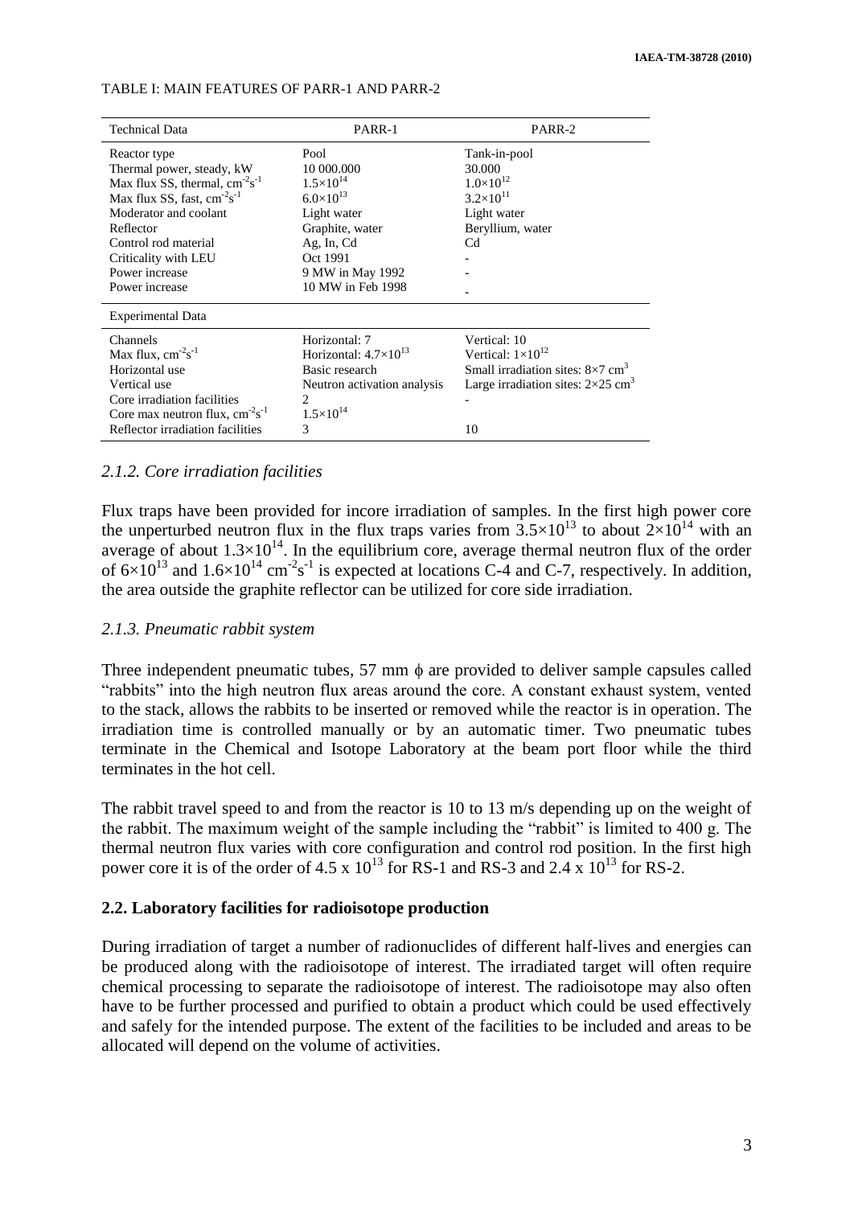TABLE I: MAIN FEATURES OF PARR-1 AND PARR-2

| Technical Data | PARR-1 | PARR-2 |
|---|---|---|
| Reactor type | Pool | Tank-in-pool |
| Thermal power, steady, kW | 10 000.000 | 30.000 |
| Max flux SS, thermal, $cm^{-2}s^{-1}$ | $1.5\times10^{14}$ | $1.0\times10^{12}$ |
| Max flux SS, fast, $cm^{-2}s^{-1}$ | $6.0\times10^{13}$ | $3.2\times10^{11}$ |
| Moderator and coolant | Light water | Light water |
| Reflector | Graphite, water | Beryllium, water |
| Control rod material | Ag, In, Cd | Cd |
| Criticality with LEU | Oct 1991 | - |
| Power increase | 9 MW in May 1992 | - |
| Power increase | 10 MW in Feb 1998 | - |
| **Experimental Data** | | |
| Channels | Horizontal: 7 | Vertical: 10 |
| Max flux, $cm^{-2}s^{-1}$ | Horizontal: $4.7\times10^{13}$ | Vertical: $1\times10^{12}$ |
| Horizontal use | Basic research | Small irradiation sites: $8\times7$ $cm^3$ |
| Vertical use | Neutron activation analysis | Large irradiation sites: $2\times25$ $cm^3$ |
| Core irradiation facilities | 2 | - |
| Core max neutron flux, $cm^{-2}s^{-1}$ | $1.5\times10^{14}$ | |
| Reflector irradiation facilities | 3 | 10 |

### *2.1.2. Core irradiation facilities*

Flux traps have been provided for incore irradiation of samples. In the first high power core the unperturbed neutron flux in the flux traps varies from $3.5\times10^{13}$ to about $2\times10^{14}$ with an average of about $1.3\times10^{14}$. In the equilibrium core, average thermal neutron flux of the order of $6\times10^{13}$ and $1.6\times10^{14}$ $cm^{-2}s^{-1}$ is expected at locations C-4 and C-7, respectively. In addition, the area outside the graphite reflector can be utilized for core side irradiation.

### *2.1.3. Pneumatic rabbit system*

Three independent pneumatic tubes, 57 mm ϕ are provided to deliver sample capsules called "rabbits" into the high neutron flux areas around the core. A constant exhaust system, vented to the stack, allows the rabbits to be inserted or removed while the reactor is in operation. The irradiation time is controlled manually or by an automatic timer. Two pneumatic tubes terminate in the Chemical and Isotope Laboratory at the beam port floor while the third terminates in the hot cell.

The rabbit travel speed to and from the reactor is 10 to 13 m/s depending up on the weight of the rabbit. The maximum weight of the sample including the "rabbit" is limited to 400 g. The thermal neutron flux varies with core configuration and control rod position. In the first high power core it is of the order of $4.5 \times 10^{13}$ for RS-1 and RS-3 and $2.4 \times 10^{13}$ for RS-2.

## 2.2. Laboratory facilities for radioisotope production

During irradiation of target a number of radionuclides of different half-lives and energies can be produced along with the radioisotope of interest. The irradiated target will often require chemical processing to separate the radioisotope of interest. The radioisotope may also often have to be further processed and purified to obtain a product which could be used effectively and safely for the intended purpose. The extent of the facilities to be included and areas to be allocated will depend on the volume of activities.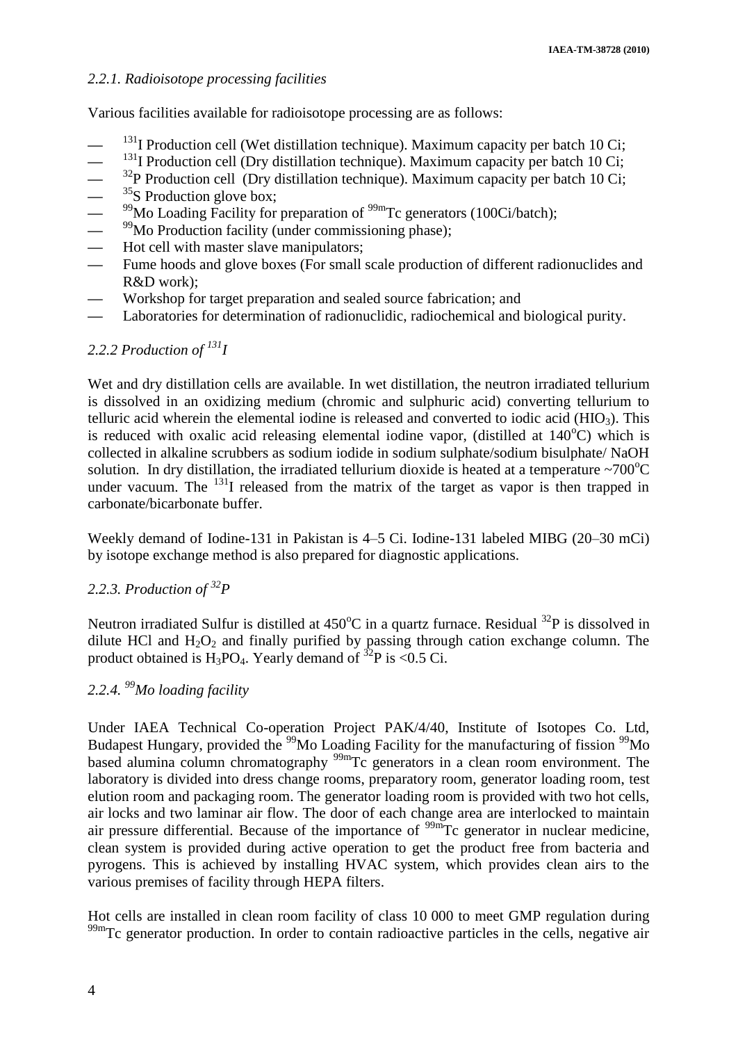### *2.2.1. Radioisotope processing facilities*

Various facilities available for radioisotope processing are as follows:

- $^{131}$I Production cell (Wet distillation technique). Maximum capacity per batch 10 Ci;
- $^{131}$I Production cell (Dry distillation technique). Maximum capacity per batch 10 Ci;
- $^{32}$P Production cell (Dry distillation technique). Maximum capacity per batch 10 Ci;
- $^{35}$S Production glove box;
- $^{99}$Mo Loading Facility for preparation of $^{99m}$Tc generators (100Ci/batch);
- $^{99}$Mo Production facility (under commissioning phase);
- Hot cell with master slave manipulators;
- Fume hoods and glove boxes (For small scale production of different radionuclides and R&D work);
- Workshop for target preparation and sealed source fabrication; and
- Laboratories for determination of radionuclidic, radiochemical and biological purity.

### *2.2.2 Production of $^{131}$I*

Wet and dry distillation cells are available. In wet distillation, the neutron irradiated tellurium is dissolved in an oxidizing medium (chromic and sulphuric acid) converting tellurium to telluric acid wherein the elemental iodine is released and converted to iodic acid ($HIO_3$). This is reduced with oxalic acid releasing elemental iodine vapor, (distilled at 140°C) which is collected in alkaline scrubbers as sodium iodide in sodium sulphate/sodium bisulphate/ NaOH solution. In dry distillation, the irradiated tellurium dioxide is heated at a temperature ~700°C under vacuum. The $^{131}$I released from the matrix of the target as vapor is then trapped in carbonate/bicarbonate buffer.

Weekly demand of Iodine-131 in Pakistan is 4–5 Ci. Iodine-131 labeled MIBG (20–30 mCi) by isotope exchange method is also prepared for diagnostic applications.

### *2.2.3. Production of $^{32}$P*

Neutron irradiated Sulfur is distilled at 450°C in a quartz furnace. Residual $^{32}$P is dissolved in dilute HCl and $H_2O_2$ and finally purified by passing through cation exchange column. The product obtained is $H_3PO_4$. Yearly demand of $^{32}$P is <0.5 Ci.

### *2.2.4. $^{99}$Mo loading facility*

Under IAEA Technical Co-operation Project PAK/4/40, Institute of Isotopes Co. Ltd, Budapest Hungary, provided the $^{99}$Mo Loading Facility for the manufacturing of fission $^{99}$Mo based alumina column chromatography $^{99m}$Tc generators in a clean room environment. The laboratory is divided into dress change rooms, preparatory room, generator loading room, test elution room and packaging room. The generator loading room is provided with two hot cells, air locks and two laminar air flow. The door of each change area are interlocked to maintain air pressure differential. Because of the importance of $^{99m}$Tc generator in nuclear medicine, clean system is provided during active operation to get the product free from bacteria and pyrogens. This is achieved by installing HVAC system, which provides clean airs to the various premises of facility through HEPA filters.

Hot cells are installed in clean room facility of class 10 000 to meet GMP regulation during $^{99m}$Tc generator production. In order to contain radioactive particles in the cells, negative air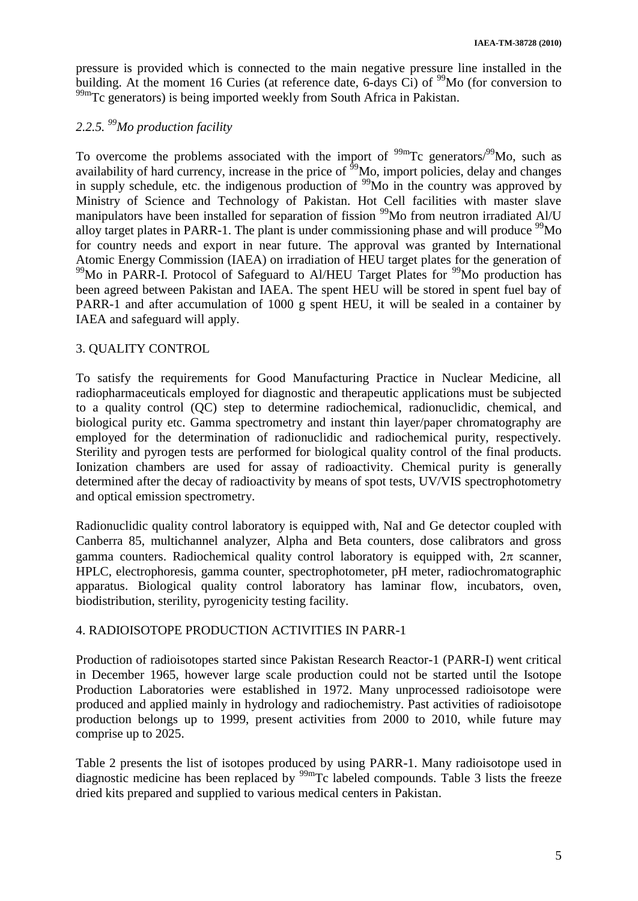pressure is provided which is connected to the main negative pressure line installed in the building. At the moment 16 Curies (at reference date, 6-days Ci) of $^{99}$Mo (for conversion to $^{99m}$Tc generators) is being imported weekly from South Africa in Pakistan.

### 2.2.5. *$^{99}$Mo production facility*

To overcome the problems associated with the import of $^{99m}$Tc generators/$^{99}$Mo, such as availability of hard currency, increase in the price of $^{99}$Mo, import policies, delay and changes in supply schedule, etc. the indigenous production of $^{99}$Mo in the country was approved by Ministry of Science and Technology of Pakistan. Hot Cell facilities with master slave manipulators have been installed for separation of fission $^{99}$Mo from neutron irradiated Al/U alloy target plates in PARR-1. The plant is under commissioning phase and will produce $^{99}$Mo for country needs and export in near future. The approval was granted by International Atomic Energy Commission (IAEA) on irradiation of HEU target plates for the generation of $^{99}$Mo in PARR-I. Protocol of Safeguard to Al/HEU Target Plates for $^{99}$Mo production has been agreed between Pakistan and IAEA. The spent HEU will be stored in spent fuel bay of PARR-1 and after accumulation of 1000 g spent HEU, it will be sealed in a container by IAEA and safeguard will apply.

## 3. QUALITY CONTROL

To satisfy the requirements for Good Manufacturing Practice in Nuclear Medicine, all radiopharmaceuticals employed for diagnostic and therapeutic applications must be subjected to a quality control (QC) step to determine radiochemical, radionuclidic, chemical, and biological purity etc. Gamma spectrometry and instant thin layer/paper chromatography are employed for the determination of radionuclidic and radiochemical purity, respectively. Sterility and pyrogen tests are performed for biological quality control of the final products. Ionization chambers are used for assay of radioactivity. Chemical purity is generally determined after the decay of radioactivity by means of spot tests, UV/VIS spectrophotometry and optical emission spectrometry.

Radionuclidic quality control laboratory is equipped with, NaI and Ge detector coupled with Canberra 85, multichannel analyzer, Alpha and Beta counters, dose calibrators and gross gamma counters. Radiochemical quality control laboratory is equipped with, $2\pi$ scanner, HPLC, electrophoresis, gamma counter, spectrophotometer, pH meter, radiochromatographic apparatus. Biological quality control laboratory has laminar flow, incubators, oven, biodistribution, sterility, pyrogenicity testing facility.

## 4. RADIOISOTOPE PRODUCTION ACTIVITIES IN PARR-1

Production of radioisotopes started since Pakistan Research Reactor-1 (PARR-I) went critical in December 1965, however large scale production could not be started until the Isotope Production Laboratories were established in 1972. Many unprocessed radioisotope were produced and applied mainly in hydrology and radiochemistry. Past activities of radioisotope production belongs up to 1999, present activities from 2000 to 2010, while future may comprise up to 2025.

Table 2 presents the list of isotopes produced by using PARR-1. Many radioisotope used in diagnostic medicine has been replaced by $^{99m}$Tc labeled compounds. Table 3 lists the freeze dried kits prepared and supplied to various medical centers in Pakistan.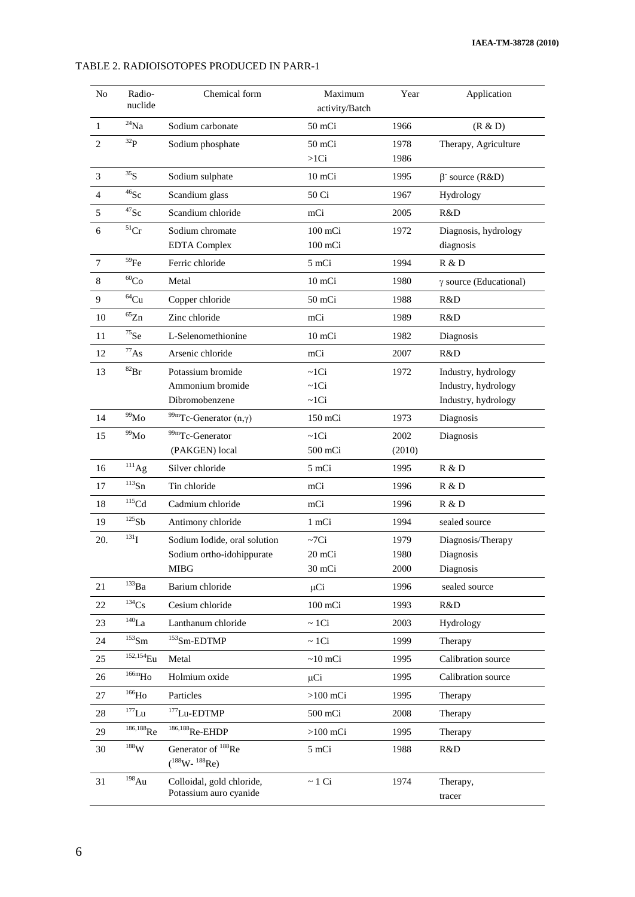TABLE 2. RADIOISOTOPES PRODUCED IN PARR-1

| No | Radio-nuclide | Chemical form | Maximum activity/Batch | Year | Application |
|---|---|---|---|---|---|
| 1 | $^{24}Na$ | Sodium carbonate | 50 mCi | 1966 | (R & D) |
| 2 | $^{32}P$ | Sodium phosphate | 50 mCi<br>>1Ci | 1978<br>1986 | Therapy, Agriculture |
| 3 | $^{35}S$ | Sodium sulphate | 10 mCi | 1995 | $\beta^-$ source (R&D) |
| 4 | $^{46}Sc$ | Scandium glass | 50 Ci | 1967 | Hydrology |
| 5 | $^{47}Sc$ | Scandium chloride | mCi | 2005 | R&D |
| 6 | $^{51}Cr$ | Sodium chromate<br>EDTA Complex | 100 mCi<br>100 mCi | 1972 | Diagnosis, hydrology<br>diagnosis |
| 7 | $^{59}Fe$ | Ferric chloride | 5 mCi | 1994 | R & D |
| 8 | $^{60}Co$ | Metal | 10 mCi | 1980 | $\gamma$ source (Educational) |
| 9 | $^{64}Cu$ | Copper chloride | 50 mCi | 1988 | R&D |
| 10 | $^{65}Zn$ | Zinc chloride | mCi | 1989 | R&D |
| 11 | $^{75}Se$ | L-Selenomethionine | 10 mCi | 1982 | Diagnosis |
| 12 | $^{77}As$ | Arsenic chloride | mCi | 2007 | R&D |
| 13 | $^{82}Br$ | Potassium bromide<br>Ammonium bromide<br>Dibromobenzene | ~1Ci<br>~1Ci<br>~1Ci | 1972 | Industry, hydrology<br>Industry, hydrology<br>Industry, hydrology |
| 14 | $^{99}Mo$ | $^{99m}$Tc-Generator (n,$\gamma$) | 150 mCi | 1973 | Diagnosis |
| 15 | $^{99}Mo$ | $^{99m}$Tc-Generator<br>(PAKGEN) local | ~1Ci<br>500 mCi | 2002<br>(2010) | Diagnosis |
| 16 | $^{111}Ag$ | Silver chloride | 5 mCi | 1995 | R & D |
| 17 | $^{113}Sn$ | Tin chloride | mCi | 1996 | R & D |
| 18 | $^{115}Cd$ | Cadmium chloride | mCi | 1996 | R & D |
| 19 | $^{125}Sb$ | Antimony chloride | 1 mCi | 1994 | sealed source |
| 20. | $^{131}I$ | Sodium Iodide, oral solution<br>Sodium ortho-idohippurate<br>MIBG | ~7Ci<br>20 mCi<br>30 mCi | 1979<br>1980<br>2000 | Diagnosis/Therapy<br>Diagnosis<br>Diagnosis |
| 21 | $^{133}Ba$ | Barium chloride | μCi | 1996 | sealed source |
| 22 | $^{134}Cs$ | Cesium chloride | 100 mCi | 1993 | R&D |
| 23 | $^{140}La$ | Lanthanum chloride | ~ 1Ci | 2003 | Hydrology |
| 24 | $^{153}Sm$ | $^{153}$Sm-EDTMP | ~ 1Ci | 1999 | Therapy |
| 25 | $^{152,154}Eu$ | Metal | ~10 mCi | 1995 | Calibration source |
| 26 | $^{166m}Ho$ | Holmium oxide | μCi | 1995 | Calibration source |
| 27 | $^{166}Ho$ | Particles | >100 mCi | 1995 | Therapy |
| 28 | $^{177}Lu$ | $^{177}$Lu-EDTMP | 500 mCi | 2008 | Therapy |
| 29 | $^{186,188}Re$ | $^{186,188}$Re-EHDP | >100 mCi | 1995 | Therapy |
| 30 | $^{188}W$ | Generator of $^{188}$Re<br>($^{188}$W- $^{188}$Re) | 5 mCi | 1988 | R&D |
| 31 | $^{198}Au$ | Colloidal, gold chloride,<br>Potassium auro cyanide | ~ 1 Ci | 1974 | Therapy,<br>tracer |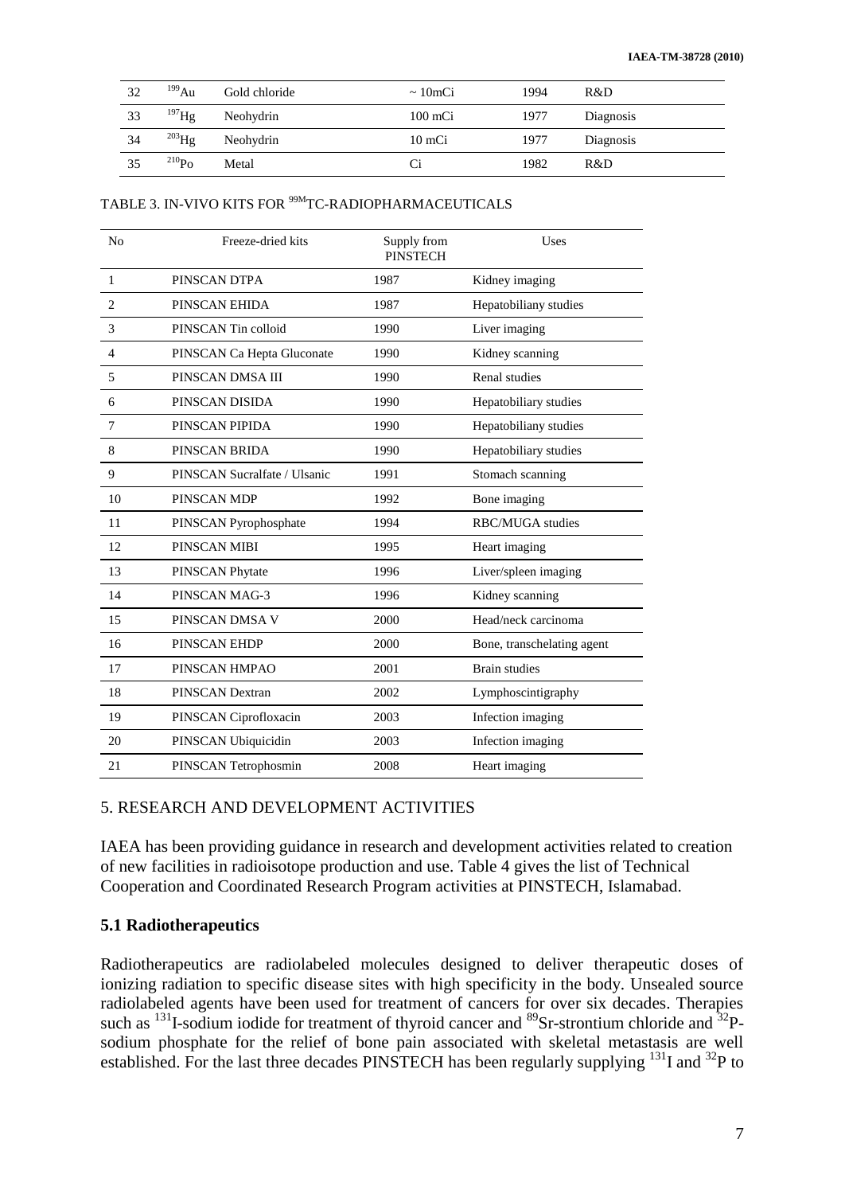| 32 | $^{199}Au$ | Gold chloride | ~ 10mCi | 1994 | R&D |
|---|---|---|---|---|---|
| 33 | $^{197}Hg$ | Neohydrin | 100 mCi | 1977 | Diagnosis |
| 34 | $^{203}Hg$ | Neohydrin | 10 mCi | 1977 | Diagnosis |
| 35 | $^{210}Po$ | Metal | Ci | 1982 | R&D |

TABLE 3. IN-VIVO KITS FOR $^{99M}$TC-RADIOPHARMACEUTICALS

| No | Freeze-dried kits | Supply from PINSTECH | Uses |
|---|---|---|---|
| 1 | PINSCAN DTPA | 1987 | Kidney imaging |
| 2 | PINSCAN EHIDA | 1987 | Hepatobiliany studies |
| 3 | PINSCAN Tin colloid | 1990 | Liver imaging |
| 4 | PINSCAN Ca Hepta Gluconate | 1990 | Kidney scanning |
| 5 | PINSCAN DMSA III | 1990 | Renal studies |
| 6 | PINSCAN DISIDA | 1990 | Hepatobiliary studies |
| 7 | PINSCAN PIPIDA | 1990 | Hepatobiliany studies |
| 8 | PINSCAN BRIDA | 1990 | Hepatobiliary studies |
| 9 | PINSCAN Sucralfate / Ulsanic | 1991 | Stomach scanning |
| 10 | PINSCAN MDP | 1992 | Bone imaging |
| 11 | PINSCAN Pyrophosphate | 1994 | RBC/MUGA studies |
| 12 | PINSCAN MIBI | 1995 | Heart imaging |
| 13 | PINSCAN Phytate | 1996 | Liver/spleen imaging |
| 14 | PINSCAN MAG-3 | 1996 | Kidney scanning |
| 15 | PINSCAN DMSA V | 2000 | Head/neck carcinoma |
| 16 | PINSCAN EHDP | 2000 | Bone, transchelating agent |
| 17 | PINSCAN HMPAO | 2001 | Brain studies |
| 18 | PINSCAN Dextran | 2002 | Lymphoscintigraphy |
| 19 | PINSCAN Ciprofloxacin | 2003 | Infection imaging |
| 20 | PINSCAN Ubiquicidin | 2003 | Infection imaging |
| 21 | PINSCAN Tetrophosmin | 2008 | Heart imaging |

## 5. RESEARCH AND DEVELOPMENT ACTIVITIES

IAEA has been providing guidance in research and development activities related to creation of new facilities in radioisotope production and use. Table 4 gives the list of Technical Cooperation and Coordinated Research Program activities at PINSTECH, Islamabad.

### 5.1 Radiotherapeutics

Radiotherapeutics are radiolabeled molecules designed to deliver therapeutic doses of ionizing radiation to specific disease sites with high specificity in the body. Unsealed source radiolabeled agents have been used for treatment of cancers for over six decades. Therapies such as $^{131}$I-sodium iodide for treatment of thyroid cancer and $^{89}$Sr-strontium chloride and $^{32}$P-sodium phosphate for the relief of bone pain associated with skeletal metastasis are well established. For the last three decades PINSTECH has been regularly supplying $^{131}$I and $^{32}$P to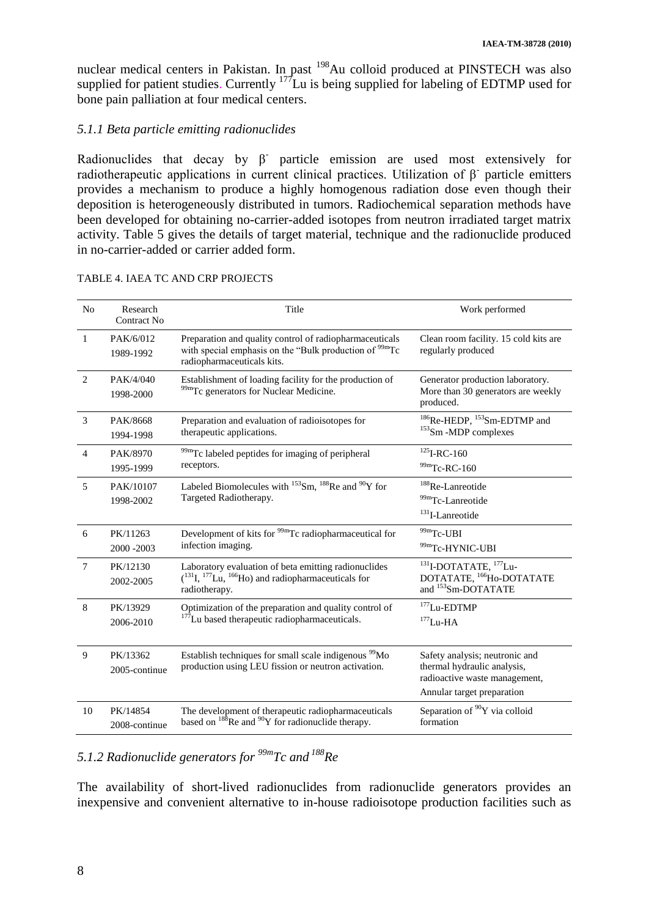nuclear medical centers in Pakistan. In past $^{198}$Au colloid produced at PINSTECH was also supplied for patient studies. Currently $^{177}$Lu is being supplied for labeling of EDTMP used for bone pain palliation at four medical centers.

### *5.1.1 Beta particle emitting radionuclides*

Radionuclides that decay by $\beta^-$ particle emission are used most extensively for radiotherapeutic applications in current clinical practices. Utilization of $\beta^-$ particle emitters provides a mechanism to produce a highly homogenous radiation dose even though their deposition is heterogeneously distributed in tumors. Radiochemical separation methods have been developed for obtaining no-carrier-added isotopes from neutron irradiated target matrix activity. Table 5 gives the details of target material, technique and the radionuclide produced in no-carrier-added or carrier added form.

TABLE 4. IAEA TC AND CRP PROJECTS

| No | Research Contract No | Title | Work performed |
|---|---|---|---|
| 1 | PAK/6/012 1989-1992 | Preparation and quality control of radiopharmaceuticals with special emphasis on the "Bulk production of $^{99m}$Tc radiopharmaceuticals kits. | Clean room facility. 15 cold kits are regularly produced |
| 2 | PAK/4/040 1998-2000 | Establishment of loading facility for the production of $^{99m}$Tc generators for Nuclear Medicine. | Generator production laboratory. More than 30 generators are weekly produced. |
| 3 | PAK/8668 1994-1998 | Preparation and evaluation of radioisotopes for therapeutic applications. | $^{186}$Re-HEDP, $^{153}$Sm-EDTMP and $^{153}$Sm -MDP complexes |
| 4 | PAK/8970 1995-1999 | $^{99m}$Tc labeled peptides for imaging of peripheral receptors. | $^{125}$I-RC-160<br>$^{99m}$Tc-RC-160 |
| 5 | PAK/10107 1998-2002 | Labeled Biomolecules with $^{153}$Sm, $^{188}$Re and $^{90}$Y for Targeted Radiotherapy. | $^{188}$Re-Lanreotide<br>$^{99m}$Tc-Lanreotide<br>$^{131}$I-Lanreotide |
| 6 | PK/11263 2000 -2003 | Development of kits for $^{99m}$Tc radiopharmaceutical for infection imaging. | $^{99m}$Tc-UBI<br>$^{99m}$Tc-HYNIC-UBI |
| 7 | PK/12130 2002-2005 | Laboratory evaluation of beta emitting radionuclides ($^{131}$I, $^{177}$Lu, $^{166}$Ho) and radiopharmaceuticals for radiotherapy. | $^{131}$I-DOTATATE, $^{177}$Lu-DOTATATE, $^{166}$Ho-DOTATATE and $^{153}$Sm-DOTATATE |
| 8 | PK/13929 2006-2010 | Optimization of the preparation and quality control of $^{177}$Lu based therapeutic radiopharmaceuticals. | $^{177}$Lu-EDTMP<br>$^{177}$Lu-HA |
| 9 | PK/13362 2005-continue | Establish techniques for small scale indigenous $^{99}$Mo production using LEU fission or neutron activation. | Safety analysis; neutronic and thermal hydraulic analysis, radioactive waste management,<br>Annular target preparation |
| 10 | PK/14854 2008-continue | The development of therapeutic radiopharmaceuticals based on $^{188}$Re and $^{90}$Y for radionuclide therapy. | Separation of $^{90}$Y via colloid formation |

### *5.1.2 Radionuclide generators for $^{99m}$Tc and $^{188}$Re*

The availability of short-lived radionuclides from radionuclide generators provides an inexpensive and convenient alternative to in-house radioisotope production facilities such as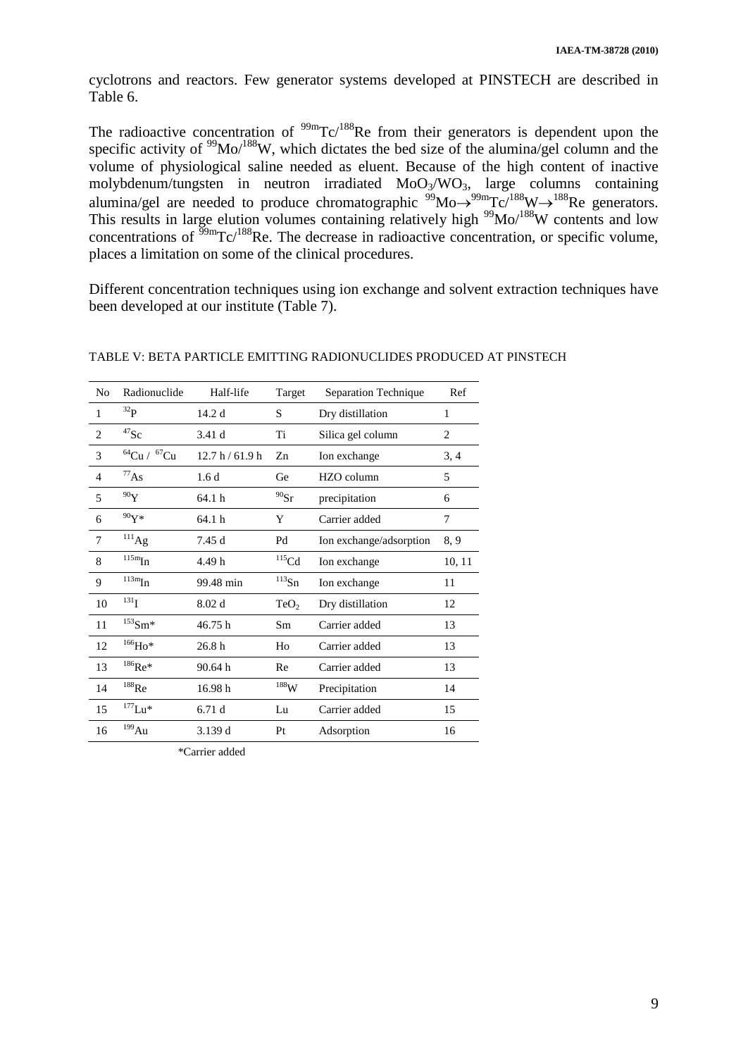cyclotrons and reactors. Few generator systems developed at PINSTECH are described in Table 6.

The radioactive concentration of $^{99m}Tc/^{188}Re$ from their generators is dependent upon the specific activity of $^{99}Mo/^{188}W$, which dictates the bed size of the alumina/gel column and the volume of physiological saline needed as eluent. Because of the high content of inactive molybdenum/tungsten in neutron irradiated $MoO_3/WO_3$, large columns containing alumina/gel are needed to produce chromatographic $^{99}Mo \rightarrow ^{99m}Tc/^{188}W \rightarrow ^{188}Re$ generators. This results in large elution volumes containing relatively high $^{99}Mo/^{188}W$ contents and low concentrations of $^{99m}Tc/^{188}Re$. The decrease in radioactive concentration, or specific volume, places a limitation on some of the clinical procedures.

Different concentration techniques using ion exchange and solvent extraction techniques have been developed at our institute (Table 7).

TABLE V: BETA PARTICLE EMITTING RADIONUCLIDES PRODUCED AT PINSTECH

| No | Radionuclide | Half-life | Target | Separation Technique | Ref |
|---|---|---|---|---|---|
| 1 | $^{32}P$ | 14.2 d | S | Dry distillation | 1 |
| 2 | $^{47}Sc$ | 3.41 d | Ti | Silica gel column | 2 |
| 3 | $^{64}Cu$ / $^{67}Cu$ | 12.7 h / 61.9 h | Zn | Ion exchange | 3, 4 |
| 4 | $^{77}As$ | 1.6 d | Ge | HZO column | 5 |
| 5 | $^{90}Y$ | 64.1 h | $^{90}Sr$ | precipitation | 6 |
| 6 | $^{90}Y$* | 64.1 h | Y | Carrier added | 7 |
| 7 | $^{111}Ag$ | 7.45 d | Pd | Ion exchange/adsorption | 8, 9 |
| 8 | $^{115m}In$ | 4.49 h | $^{115}Cd$ | Ion exchange | 10, 11 |
| 9 | $^{113m}In$ | 99.48 min | $^{113}Sn$ | Ion exchange | 11 |
| 10 | $^{131}I$ | 8.02 d | $TeO_2$ | Dry distillation | 12 |
| 11 | $^{153}Sm$* | 46.75 h | Sm | Carrier added | 13 |
| 12 | $^{166}Ho$* | 26.8 h | Ho | Carrier added | 13 |
| 13 | $^{186}Re$* | 90.64 h | Re | Carrier added | 13 |
| 14 | $^{188}Re$ | 16.98 h | $^{188}W$ | Precipitation | 14 |
| 15 | $^{177}Lu$* | 6.71 d | Lu | Carrier added | 15 |
| 16 | $^{199}Au$ | 3.139 d | Pt | Adsorption | 16 |

*Carrier added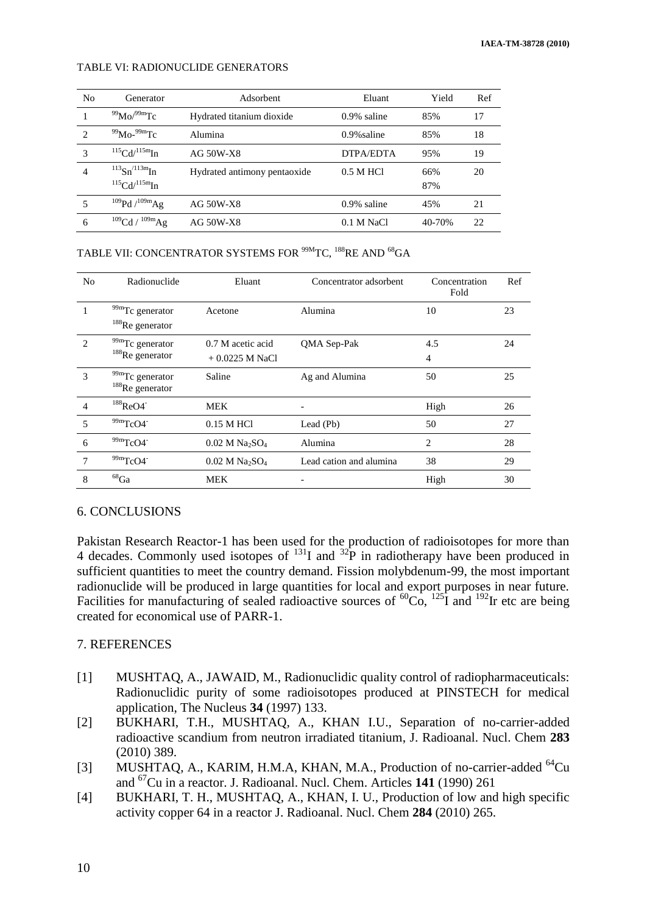TABLE VI: RADIONUCLIDE GENERATORS

| No | Generator | Adsorbent | Eluant | Yield | Ref |
|---|---|---|---|---|---|
| 1 | $^{99}Mo/^{99m}Tc$ | Hydrated titanium dioxide | 0.9% saline | 85% | 17 |
| 2 | $^{99}Mo$-$^{99m}Tc$ | Alumina | 0.9%saline | 85% | 18 |
| 3 | $^{115}Cd/^{115m}In$ | AG 50W-X8 | DTPA/EDTA | 95% | 19 |
| 4 | $^{113}Sn/^{113m}In$<br>$^{115}Cd/^{115m}In$ | Hydrated antimony pentaoxide | 0.5 M HCl | 66%<br>87% | 20 |
| 5 | $^{109}Pd/^{109m}Ag$ | AG 50W-X8 | 0.9% saline | 45% | 21 |
| 6 | $^{109}Cd/^{109m}Ag$ | AG 50W-X8 | 0.1 M NaCl | 40-70% | 22 |

TABLE VII: CONCENTRATOR SYSTEMS FOR $^{99M}$TC, $^{188}$RE AND $^{68}$GA

| No | Radionuclide | Eluant | Concentrator adsorbent | Concentration Fold | Ref |
|---|---|---|---|---|---|
| 1 | $^{99m}Tc$ generator<br>$^{188}Re$ generator | Acetone | Alumina | 10 | 23 |
| 2 | $^{99m}Tc$ generator<br>$^{188}Re$ generator | 0.7 M acetic acid<br>+ 0.0225 M NaCl | QMA Sep-Pak | 4.5<br>4 | 24 |
| 3 | $^{99m}Tc$ generator<br>$^{188}Re$ generator | Saline | Ag and Alumina | 50 | 25 |
| 4 | $^{188}ReO4^-$ | MEK | - | High | 26 |
| 5 | $^{99m}TcO4^-$ | 0.15 M HCl | Lead (Pb) | 50 | 27 |
| 6 | $^{99m}TcO4^-$ | 0.02 M $Na_2SO_4$ | Alumina | 2 | 28 |
| 7 | $^{99m}TcO4^-$ | 0.02 M $Na_2SO_4$ | Lead cation and alumina | 38 | 29 |
| 8 | $^{68}Ga$ | MEK | - | High | 30 |

## 6. CONCLUSIONS

Pakistan Research Reactor-1 has been used for the production of radioisotopes for more than 4 decades. Commonly used isotopes of $^{131}I$ and $^{32}P$ in radiotherapy have been produced in sufficient quantities to meet the country demand. Fission molybdenum-99, the most important radionuclide will be produced in large quantities for local and export purposes in near future. Facilities for manufacturing of sealed radioactive sources of $^{60}Co$, $^{125}I$ and $^{192}Ir$ etc are being created for economical use of PARR-1.

## 7. REFERENCES

[1] MUSHTAQ, A., JAWAID, M., Radionuclidic quality control of radiopharmaceuticals: Radionuclidic purity of some radioisotopes produced at PINSTECH for medical application, The Nucleus **34** (1997) 133.

[2] BUKHARI, T.H., MUSHTAQ, A., KHAN I.U., Separation of no-carrier-added radioactive scandium from neutron irradiated titanium, J. Radioanal. Nucl. Chem **283** (2010) 389.

[3] MUSHTAQ, A., KARIM, H.M.A, KHAN, M.A., Production of no-carrier-added $^{64}Cu$ and $^{67}Cu$ in a reactor. J. Radioanal. Nucl. Chem. Articles **141** (1990) 261

[4] BUKHARI, T. H., MUSHTAQ, A., KHAN, I. U., Production of low and high specific activity copper 64 in a reactor J. Radioanal. Nucl. Chem **284** (2010) 265.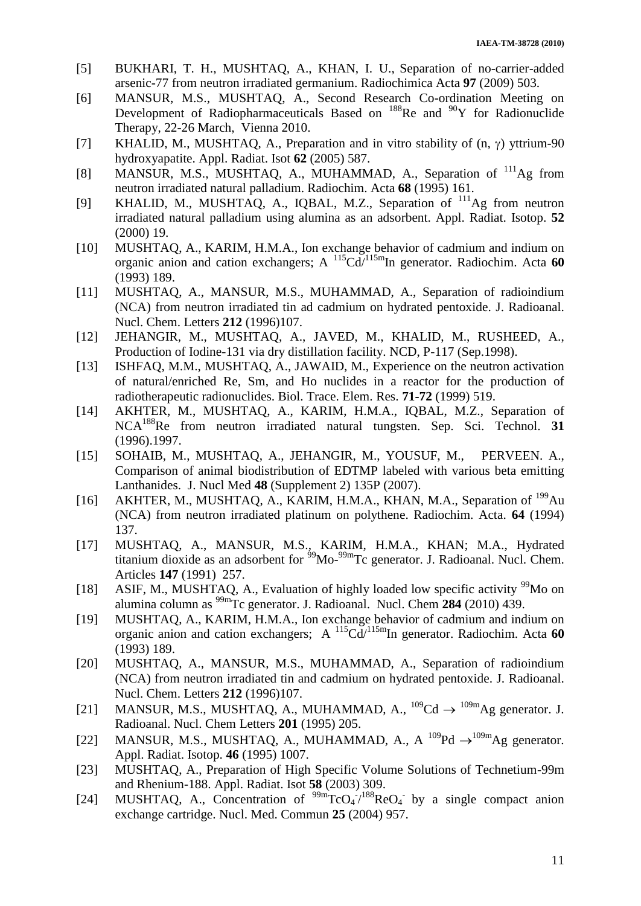[5] BUKHARI, T. H., MUSHTAQ, A., KHAN, I. U., Separation of no-carrier-added arsenic-77 from neutron irradiated germanium. Radiochimica Acta **97** (2009) 503.

[6] MANSUR, M.S., MUSHTAQ, A., Second Research Co-ordination Meeting on Development of Radiopharmaceuticals Based on $^{188}$Re and $^{90}$Y for Radionuclide Therapy, 22-26 March, Vienna 2010.

[7] KHALID, M., MUSHTAQ, A., Preparation and in vitro stability of (n, $\gamma$) yttrium-90 hydroxyapatite. Appl. Radiat. Isot **62** (2005) 587.

[8] MANSUR, M.S., MUSHTAQ, A., MUHAMMAD, A., Separation of $^{111}$Ag from neutron irradiated natural palladium. Radiochim. Acta **68** (1995) 161.

[9] KHALID, M., MUSHTAQ, A., IQBAL, M.Z., Separation of $^{111}$Ag from neutron irradiated natural palladium using alumina as an adsorbent. Appl. Radiat. Isotop. **52** (2000) 19.

[10] MUSHTAQ, A., KARIM, H.M.A., Ion exchange behavior of cadmium and indium on organic anion and cation exchangers; A $^{115}$Cd/$^{115m}$In generator. Radiochim. Acta **60** (1993) 189.

[11] MUSHTAQ, A., MANSUR, M.S., MUHAMMAD, A., Separation of radioindium (NCA) from neutron irradiated tin ad cadmium on hydrated pentoxide. J. Radioanal. Nucl. Chem. Letters **212** (1996)107.

[12] JEHANGIR, M., MUSHTAQ, A., JAVED, M., KHALID, M., RUSHEED, A., Production of Iodine-131 via dry distillation facility. NCD, P-117 (Sep.1998).

[13] ISHFAQ, M.M., MUSHTAQ, A., JAWAID, M., Experience on the neutron activation of natural/enriched Re, Sm, and Ho nuclides in a reactor for the production of radiotherapeutic radionuclides. Biol. Trace. Elem. Res. **71-72** (1999) 519.

[14] AKHTER, M., MUSHTAQ, A., KARIM, H.M.A., IQBAL, M.Z., Separation of NCA$^{188}$Re from neutron irradiated natural tungsten. Sep. Sci. Technol. **31** (1996).1997.

[15] SOHAIB, M., MUSHTAQ, A., JEHANGIR, M., YOUSUF, M., PERVEEN. A., Comparison of animal biodistribution of EDTMP labeled with various beta emitting Lanthanides. J. Nucl Med **48** (Supplement 2) 135P (2007).

[16] AKHTER, M., MUSHTAQ, A., KARIM, H.M.A., KHAN, M.A., Separation of $^{199}$Au (NCA) from neutron irradiated platinum on polythene. Radiochim. Acta. **64** (1994) 137.

[17] MUSHTAQ, A., MANSUR, M.S., KARIM, H.M.A., KHAN; M.A., Hydrated titanium dioxide as an adsorbent for $^{99}$Mo-$^{99m}$Tc generator. J. Radioanal. Nucl. Chem. Articles **147** (1991) 257.

[18] ASIF, M., MUSHTAQ, A., Evaluation of highly loaded low specific activity $^{99}$Mo on alumina column as $^{99m}$Tc generator. J. Radioanal. Nucl. Chem **284** (2010) 439.

[19] MUSHTAQ, A., KARIM, H.M.A., Ion exchange behavior of cadmium and indium on organic anion and cation exchangers; A $^{115}$Cd/$^{115m}$In generator. Radiochim. Acta **60** (1993) 189.

[20] MUSHTAQ, A., MANSUR, M.S., MUHAMMAD, A., Separation of radioindium (NCA) from neutron irradiated tin and cadmium on hydrated pentoxide. J. Radioanal. Nucl. Chem. Letters **212** (1996)107.

[21] MANSUR, M.S., MUSHTAQ, A., MUHAMMAD, A., $^{109}$Cd $\rightarrow$ $^{109m}$Ag generator. J. Radioanal. Nucl. Chem Letters **201** (1995) 205.

[22] MANSUR, M.S., MUSHTAQ, A., MUHAMMAD, A., A $^{109}$Pd $\rightarrow$$^{109m}$Ag generator. Appl. Radiat. Isotop. **46** (1995) 1007.

[23] MUSHTAQ, A., Preparation of High Specific Volume Solutions of Technetium-99m and Rhenium-188. Appl. Radiat. Isot **58** (2003) 309.

[24] MUSHTAQ, A., Concentration of $^{99m}TcO_4^-$/$^{188}ReO_4^-$ by a single compact anion exchange cartridge. Nucl. Med. Commun **25** (2004) 957.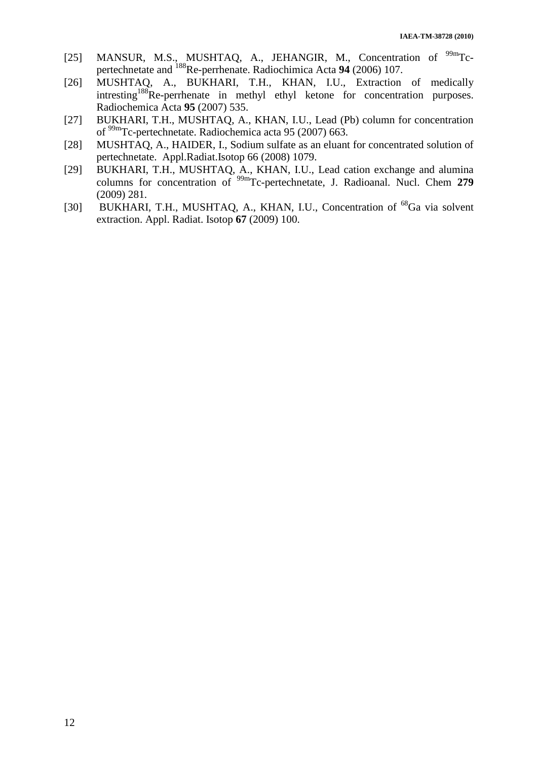[25] MANSUR, M.S., MUSHTAQ, A., JEHANGIR, M., Concentration of $^{99m}$Tc-pertechnetate and $^{188}$Re-perrhenate. Radiochimica Acta **94** (2006) 107.

[26] MUSHTAQ, A., BUKHARI, T.H., KHAN, I.U., Extraction of medically intresting$^{188}$Re-perrhenate in methyl ethyl ketone for concentration purposes. Radiochemica Acta **95** (2007) 535.

[27] BUKHARI, T.H., MUSHTAQ, A., KHAN, I.U., Lead (Pb) column for concentration of $^{99m}$Tc-pertechnetate. Radiochemica acta 95 (2007) 663.

[28] MUSHTAQ, A., HAIDER, I., Sodium sulfate as an eluant for concentrated solution of pertechnetate. Appl.Radiat.Isotop 66 (2008) 1079.

[29] BUKHARI, T.H., MUSHTAQ, A., KHAN, I.U., Lead cation exchange and alumina columns for concentration of $^{99m}$Tc-pertechnetate, J. Radioanal. Nucl. Chem **279** (2009) 281.

[30] BUKHARI, T.H., MUSHTAQ, A., KHAN, I.U., Concentration of $^{68}$Ga via solvent extraction. Appl. Radiat. Isotop **67** (2009) 100.